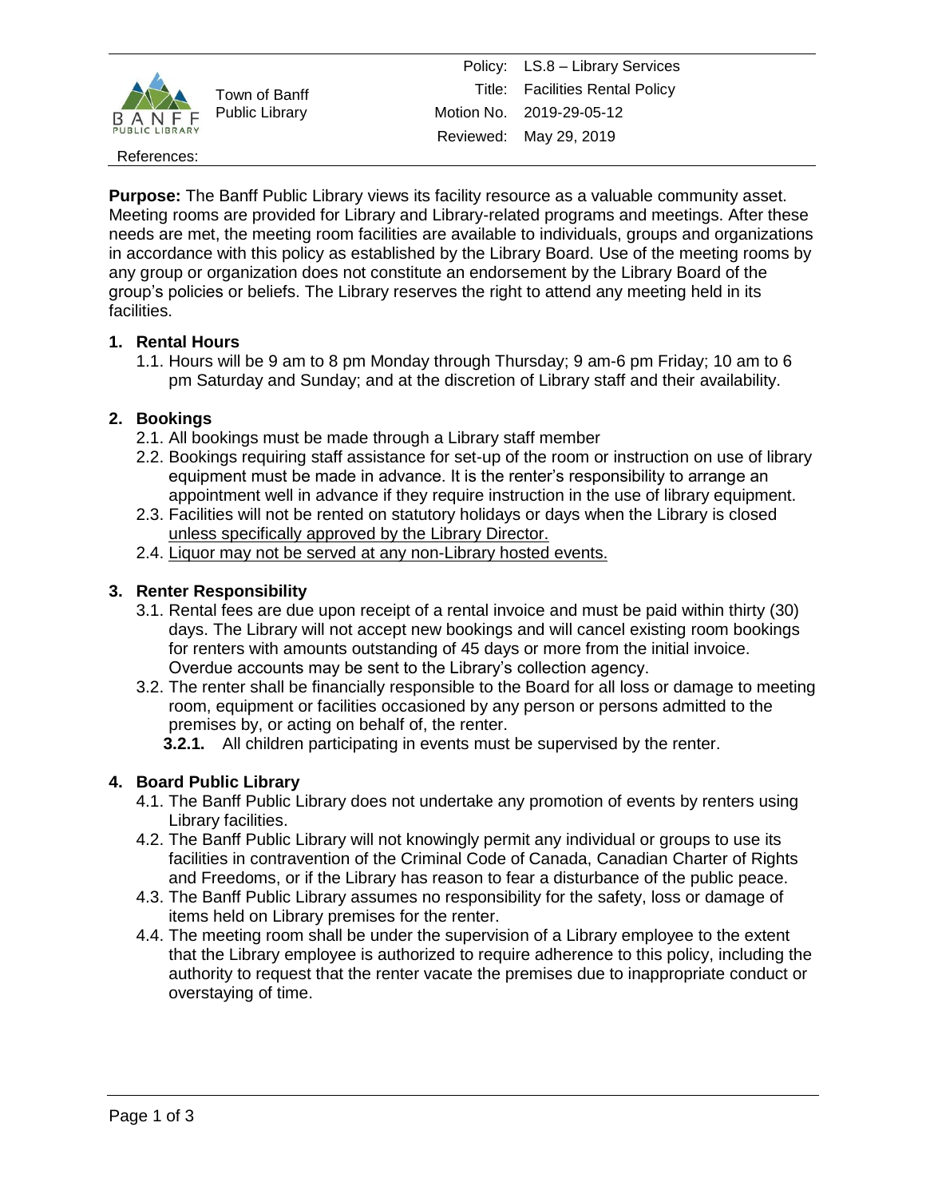| | | |
|---|---|---|
| Town of Banff Public Library | Policy: | LS.8 – Library Services |
| | Title: | Facilities Rental Policy |
| | Motion No. | 2019-29-05-12 |
| | Reviewed: | May 29, 2019 |
| References: | | |

**Purpose:** The Banff Public Library views its facility resource as a valuable community asset. Meeting rooms are provided for Library and Library-related programs and meetings. After these needs are met, the meeting room facilities are available to individuals, groups and organizations in accordance with this policy as established by the Library Board. Use of the meeting rooms by any group or organization does not constitute an endorsement by the Library Board of the group's policies or beliefs. The Library reserves the right to attend any meeting held in its facilities.

## 1. Rental Hours

1.1. Hours will be 9 am to 8 pm Monday through Thursday; 9 am-6 pm Friday; 10 am to 6 pm Saturday and Sunday; and at the discretion of Library staff and their availability.

## 2. Bookings

2.1. All bookings must be made through a Library staff member

2.2. Bookings requiring staff assistance for set-up of the room or instruction on use of library equipment must be made in advance. It is the renter's responsibility to arrange an appointment well in advance if they require instruction in the use of library equipment.

2.3. Facilities will not be rented on statutory holidays or days when the Library is closed <u>unless specifically approved by the Library Director.</u>

2.4. <u>Liquor may not be served at any non-Library hosted events.</u>

## 3. Renter Responsibility

3.1. Rental fees are due upon receipt of a rental invoice and must be paid within thirty (30) days. The Library will not accept new bookings and will cancel existing room bookings for renters with amounts outstanding of 45 days or more from the initial invoice. Overdue accounts may be sent to the Library's collection agency.

3.2. The renter shall be financially responsible to the Board for all loss or damage to meeting room, equipment or facilities occasioned by any person or persons admitted to the premises by, or acting on behalf of, the renter.

**3.2.1.** All children participating in events must be supervised by the renter.

## 4. Board Public Library

4.1. The Banff Public Library does not undertake any promotion of events by renters using Library facilities.

4.2. The Banff Public Library will not knowingly permit any individual or groups to use its facilities in contravention of the Criminal Code of Canada, Canadian Charter of Rights and Freedoms, or if the Library has reason to fear a disturbance of the public peace.

4.3. The Banff Public Library assumes no responsibility for the safety, loss or damage of items held on Library premises for the renter.

4.4. The meeting room shall be under the supervision of a Library employee to the extent that the Library employee is authorized to require adherence to this policy, including the authority to request that the renter vacate the premises due to inappropriate conduct or overstaying of time.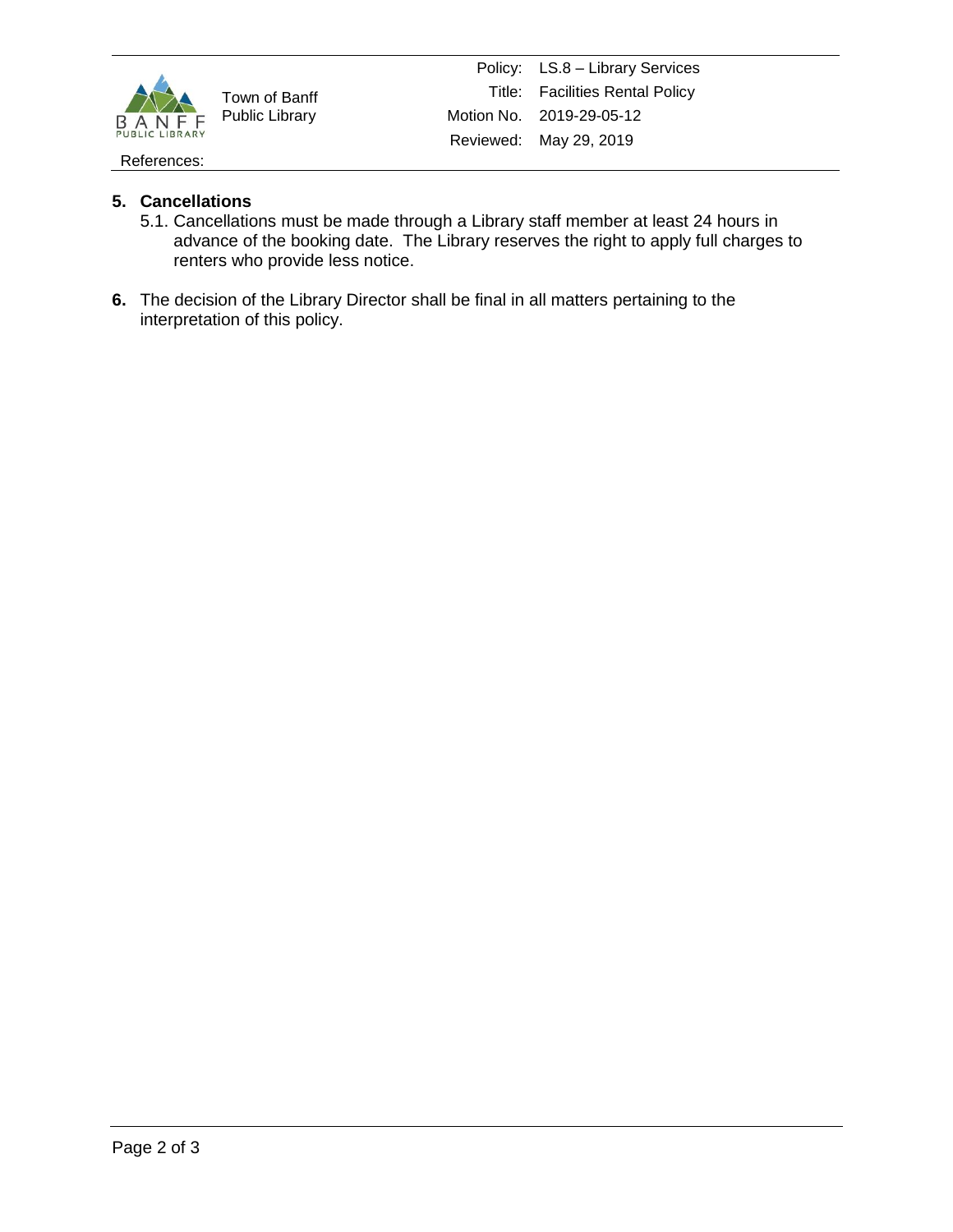## 5. Cancellations

5.1. Cancellations must be made through a Library staff member at least 24 hours in advance of the booking date. The Library reserves the right to apply full charges to renters who provide less notice.

**6.** The decision of the Library Director shall be final in all matters pertaining to the interpretation of this policy.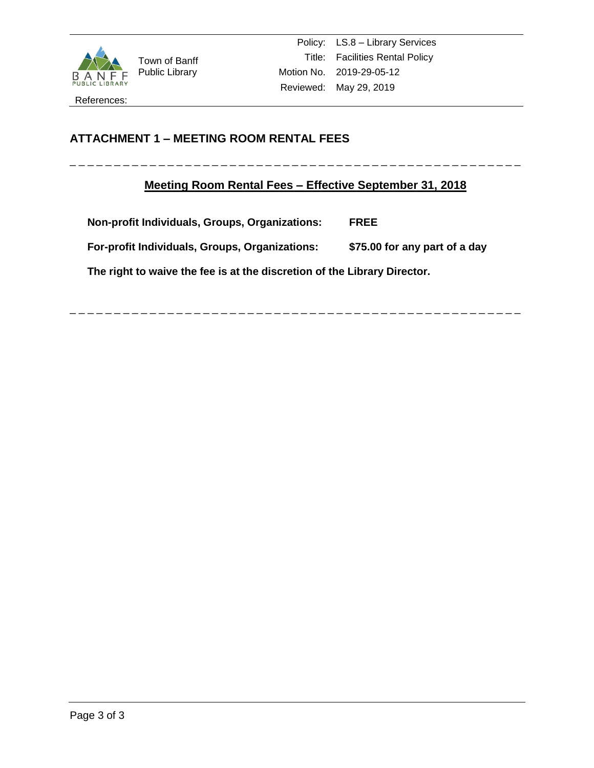## ATTACHMENT 1 – MEETING ROOM RENTAL FEES

---

**Meeting Room Rental Fees – Effective September 31, 2018**

| | |
|---|---|
| **Non-profit Individuals, Groups, Organizations:** | **FREE** |
| **For-profit Individuals, Groups, Organizations:** | **$75.00 for any part of a day** |

**The right to waive the fee is at the discretion of the Library Director.**

---